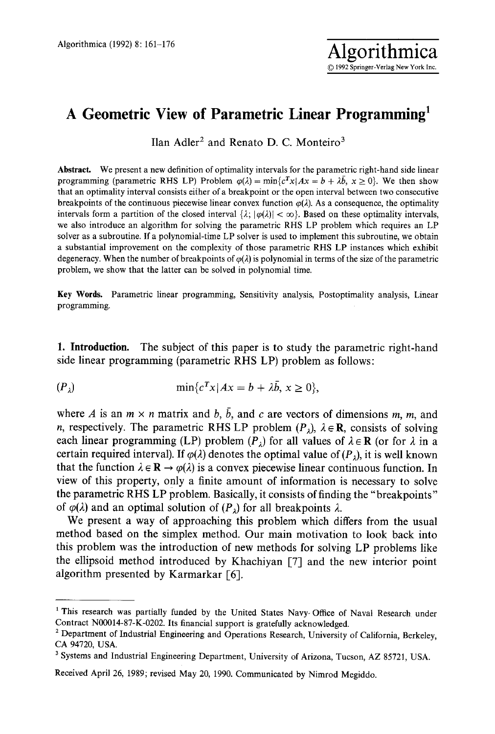# A Geometric View of Parametric Linear Programming[1]

Ilan Adler[2] and Renato D. C. Monteiro[3]

**Abstract.** We present a new definition of optimality intervals for the parametric right-hand side linear programming (parametric RHS LP) Problem $\varphi(\lambda) = \min\{c^T x \mid Ax = b + \lambda \bar{b},\ x \geq 0\}$. We then show that an optimality interval consists either of a breakpoint or the open interval between two consecutive breakpoints of the continuous piecewise linear convex function $\varphi(\lambda)$. As a consequence, the optimality intervals form a partition of the closed interval $\{\lambda;\ |\varphi(\lambda)| < \infty\}$. Based on these optimality intervals, we also introduce an algorithm for solving the parametric RHS LP problem which requires an LP solver as a subroutine. If a polynomial-time LP solver is used to implement this subroutine, we obtain a substantial improvement on the complexity of those parametric RHS LP instances which exhibit degeneracy. When the number of breakpoints of $\varphi(\lambda)$ is polynomial in terms of the size of the parametric problem, we show that the latter can be solved in polynomial time.

**Key Words.** Parametric linear programming, Sensitivity analysis, Postoptimality analysis, Linear programming.

**1. Introduction.** The subject of this paper is to study the parametric right-hand side linear programming (parametric RHS LP) problem as follows:

$$(P_\lambda) \qquad \min\{c^T x \mid Ax = b + \lambda \bar{b},\ x \geq 0\},$$

where $A$ is an $m \times n$ matrix and $b$, $\bar{b}$, and $c$ are vectors of dimensions $m$, $m$, and $n$, respectively. The parametric RHS LP problem $(P_\lambda)$, $\lambda \in \mathbf{R}$, consists of solving each linear programming (LP) problem $(P_\lambda)$ for all values of $\lambda \in \mathbf{R}$ (or for $\lambda$ in a certain required interval). If $\varphi(\lambda)$ denotes the optimal value of $(P_\lambda)$, it is well known that the function $\lambda \in \mathbf{R} \to \varphi(\lambda)$ is a convex piecewise linear continuous function. In view of this property, only a finite amount of information is necessary to solve the parametric RHS LP problem. Basically, it consists of finding the "breakpoints" of $\varphi(\lambda)$ and an optimal solution of $(P_\lambda)$ for all breakpoints $\lambda$.

We present a way of approaching this problem which differs from the usual method based on the simplex method. Our main motivation to look back into this problem was the introduction of new methods for solving LP problems like the ellipsoid method introduced by Khachiyan [7] and the new interior point algorithm presented by Karmarkar [6].

---

[1] This research was partially funded by the United States Navy-Office of Naval Research under Contract N00014-87-K-0202. Its financial support is gratefully acknowledged.

[2] Department of Industrial Engineering and Operations Research, University of California, Berkeley, CA 94720, USA.

[3] Systems and Industrial Engineering Department, University of Arizona, Tucson, AZ 85721, USA.

Received April 26, 1989; revised May 20, 1990. Communicated by Nimrod Megiddo.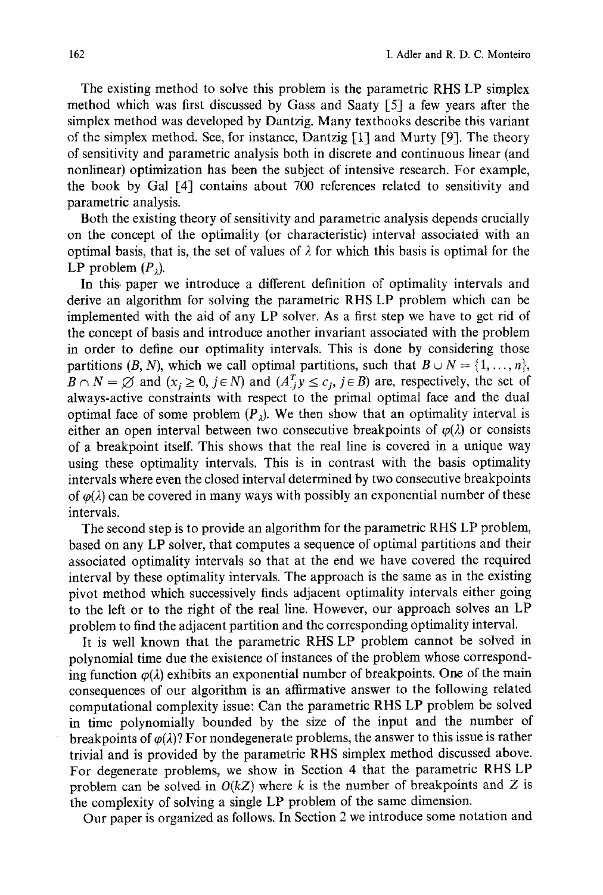The existing method to solve this problem is the parametric RHS LP simplex method which was first discussed by Gass and Saaty [5] a few years after the simplex method was developed by Dantzig. Many textbooks describe this variant of the simplex method. See, for instance, Dantzig [1] and Murty [9]. The theory of sensitivity and parametric analysis both in discrete and continuous linear (and nonlinear) optimization has been the subject of intensive research. For example, the book by Gal [4] contains about 700 references related to sensitivity and parametric analysis.

Both the existing theory of sensitivity and parametric analysis depends crucially on the concept of the optimality (or characteristic) interval associated with an optimal basis, that is, the set of values of $\lambda$ for which this basis is optimal for the LP problem $(P_\lambda)$.

In this paper we introduce a different definition of optimality intervals and derive an algorithm for solving the parametric RHS LP problem which can be implemented with the aid of any LP solver. As a first step we have to get rid of the concept of basis and introduce another invariant associated with the problem in order to define our optimality intervals. This is done by considering those partitions $(B, N)$, which we call optimal partitions, such that $B \cup N = \{1, \ldots, n\}$, $B \cap N = \emptyset$ and $(x_j \geq 0, j \in N)$ and $(A_{.j}^T y \leq c_j, j \in B)$ are, respectively, the set of always-active constraints with respect to the primal optimal face and the dual optimal face of some problem $(P_\lambda)$. We then show that an optimality interval is either an open interval between two consecutive breakpoints of $\varphi(\lambda)$ or consists of a breakpoint itself. This shows that the real line is covered in a unique way using these optimality intervals. This is in contrast with the basis optimality intervals where even the closed interval determined by two consecutive breakpoints of $\varphi(\lambda)$ can be covered in many ways with possibly an exponential number of these intervals.

The second step is to provide an algorithm for the parametric RHS LP problem, based on any LP solver, that computes a sequence of optimal partitions and their associated optimality intervals so that at the end we have covered the required interval by these optimality intervals. The approach is the same as in the existing pivot method which successively finds adjacent optimality intervals either going to the left or to the right of the real line. However, our approach solves an LP problem to find the adjacent partition and the corresponding optimality interval.

It is well known that the parametric RHS LP problem cannot be solved in polynomial time due the existence of instances of the problem whose corresponding function $\varphi(\lambda)$ exhibits an exponential number of breakpoints. One of the main consequences of our algorithm is an affirmative answer to the following related computational complexity issue: Can the parametric RHS LP problem be solved in time polynomially bounded by the size of the input and the number of breakpoints of $\varphi(\lambda)$? For nondegenerate problems, the answer to this issue is rather trivial and is provided by the parametric RHS simplex method discussed above. For degenerate problems, we show in Section 4 that the parametric RHS LP problem can be solved in $O(kZ)$ where $k$ is the number of breakpoints and $Z$ is the complexity of solving a single LP problem of the same dimension.

Our paper is organized as follows. In Section 2 we introduce some notation and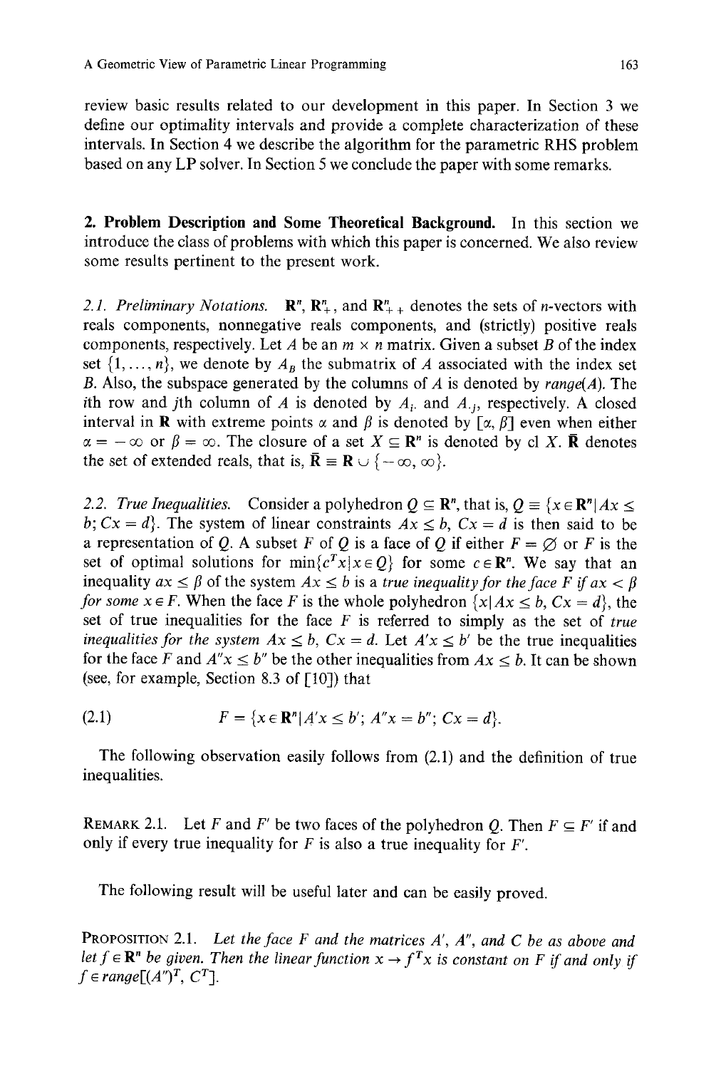review basic results related to our development in this paper. In Section 3 we define our optimality intervals and provide a complete characterization of these intervals. In Section 4 we describe the algorithm for the parametric RHS problem based on any LP solver. In Section 5 we conclude the paper with some remarks.

## 2. Problem Description and Some Theoretical Background.

In this section we introduce the class of problems with which this paper is concerned. We also review some results pertinent to the present work.

*2.1. Preliminary Notations.* $\mathbf{R}^n$, $\mathbf{R}^n_+$, and $\mathbf{R}^n_{++}$ denotes the sets of $n$-vectors with reals components, nonnegative reals components, and (strictly) positive reals components, respectively. Let $A$ be an $m \times n$ matrix. Given a subset $B$ of the index set $\{1, \ldots, n\}$, we denote by $A_B$ the submatrix of $A$ associated with the index set $B$. Also, the subspace generated by the columns of $A$ is denoted by *range*($A$). The $i$th row and $j$th column of $A$ is denoted by $A_{i.}$ and $A_{.j}$, respectively. A closed interval in $\mathbf{R}$ with extreme points $\alpha$ and $\beta$ is denoted by $[\alpha, \beta]$ even when either $\alpha = -\infty$ or $\beta = \infty$. The closure of a set $X \subseteq \mathbf{R}^n$ is denoted by cl $X$. $\bar{\mathbf{R}}$ denotes the set of extended reals, that is, $\bar{\mathbf{R}} \equiv \mathbf{R} \cup \{-\infty, \infty\}$.

*2.2. True Inequalities.* Consider a polyhedron $Q \subseteq \mathbf{R}^n$, that is, $Q \equiv \{x \in \mathbf{R}^n | Ax \leq b; Cx = d\}$. The system of linear constraints $Ax \leq b$, $Cx = d$ is then said to be a representation of $Q$. A subset $F$ of $Q$ is a face of $Q$ if either $F = \emptyset$ or $F$ is the set of optimal solutions for $\min\{c^T x | x \in Q\}$ for some $c \in \mathbf{R}^n$. We say that an inequality $ax \leq \beta$ of the system $Ax \leq b$ is a *true inequality for the face $F$ if $ax < \beta$ for some $x \in F$*. When the face $F$ is the whole polyhedron $\{x | Ax \leq b, Cx = d\}$, the set of true inequalities for the face $F$ is referred to simply as the set of *true inequalities for the system $Ax \leq b$, $Cx = d$*. Let $A'x \leq b'$ be the true inequalities for the face $F$ and $A''x \leq b''$ be the other inequalities from $Ax \leq b$. It can be shown (see, for example, Section 8.3 of [10]) that

$$F = \{x \in \mathbf{R}^n | A'x \leq b'; A''x = b''; Cx = d\}. \tag{2.1}$$

The following observation easily follows from (2.1) and the definition of true inequalities.

REMARK 2.1. Let $F$ and $F'$ be two faces of the polyhedron $Q$. Then $F \subseteq F'$ if and only if every true inequality for $F$ is also a true inequality for $F'$.

The following result will be useful later and can be easily proved.

PROPOSITION 2.1. *Let the face $F$ and the matrices $A'$, $A''$, and $C$ be as above and let $f \in \mathbf{R}^n$ be given. Then the linear function $x \to f^T x$ is constant on $F$ if and only if $f \in range[(A'')^T, C^T]$.*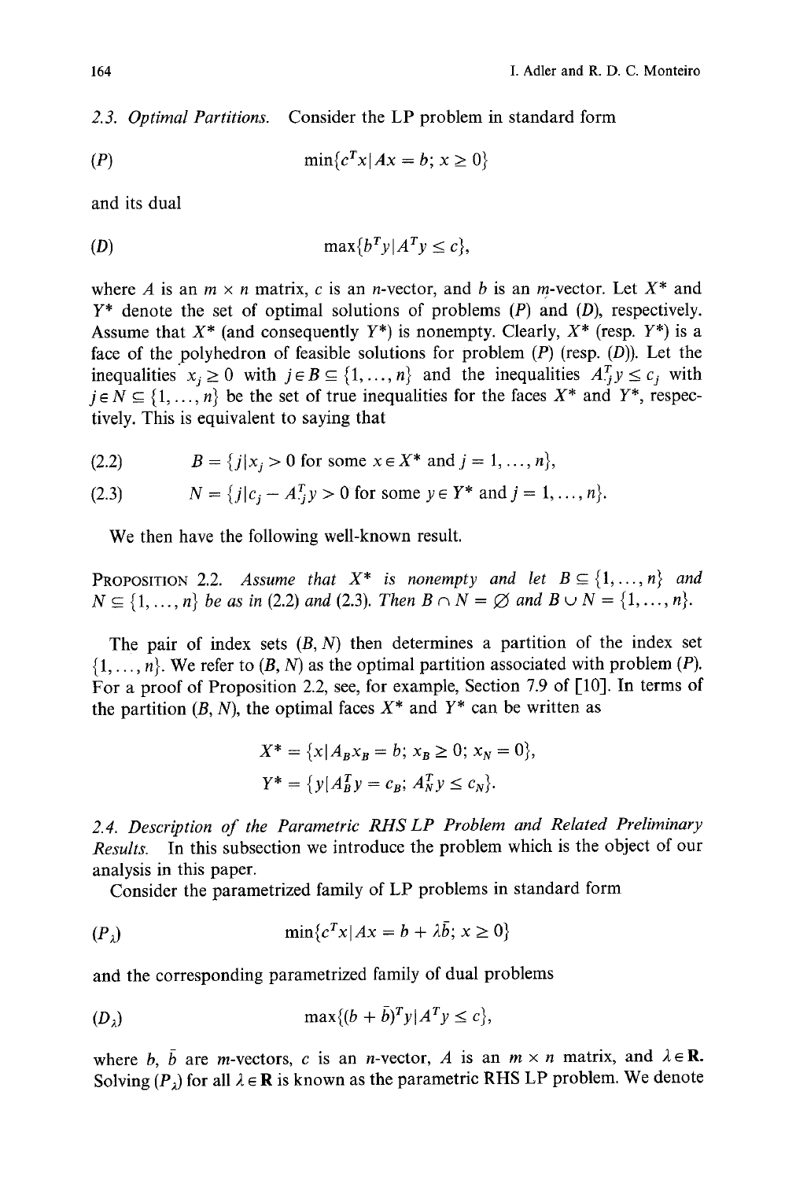### 2.3. *Optimal Partitions.*

Consider the LP problem in standard form

$$(P) \qquad \min\{c^T x \mid Ax = b;\ x \geq 0\}$$

and its dual

$$(D) \qquad \max\{b^T y \mid A^T y \leq c\},$$

where $A$ is an $m \times n$ matrix, $c$ is an $n$-vector, and $b$ is an $m$-vector. Let $X^*$ and $Y^*$ denote the set of optimal solutions of problems $(P)$ and $(D)$, respectively. Assume that $X^*$ (and consequently $Y^*$) is nonempty. Clearly, $X^*$ (resp. $Y^*$) is a face of the polyhedron of feasible solutions for problem $(P)$ (resp. $(D)$). Let the inequalities $x_j \geq 0$ with $j \in B \subseteq \{1, \ldots, n\}$ and the inequalities $A_{.j}^T y \leq c_j$ with $j \in N \subseteq \{1, \ldots, n\}$ be the set of true inequalities for the faces $X^*$ and $Y^*$, respectively. This is equivalent to saying that

$$(2.2) \qquad B = \{j \mid x_j > 0 \text{ for some } x \in X^* \text{ and } j = 1, \ldots, n\},$$

$$(2.3) \qquad N = \{j \mid c_j - A_{.j}^T y > 0 \text{ for some } y \in Y^* \text{ and } j = 1, \ldots, n\}.$$

We then have the following well-known result.

**Proposition 2.2.** *Assume that $X^*$ is nonempty and let $B \subseteq \{1, \ldots, n\}$ and $N \subseteq \{1, \ldots, n\}$ be as in (2.2) and (2.3). Then $B \cap N = \varnothing$ and $B \cup N = \{1, \ldots, n\}$.*

The pair of index sets $(B, N)$ then determines a partition of the index set $\{1, \ldots, n\}$. We refer to $(B, N)$ as the optimal partition associated with problem $(P)$. For a proof of Proposition 2.2, see, for example, Section 7.9 of [10]. In terms of the partition $(B, N)$, the optimal faces $X^*$ and $Y^*$ can be written as

$$X^* = \{x \mid A_B x_B = b;\ x_B \geq 0;\ x_N = 0\},$$

$$Y^* = \{y \mid A_B^T y = c_B;\ A_N^T y \leq c_N\}.$$

### 2.4. *Description of the Parametric RHS LP Problem and Related Preliminary Results.*

In this subsection we introduce the problem which is the object of our analysis in this paper.

Consider the parametrized family of LP problems in standard form

$$(P_\lambda) \qquad \min\{c^T x \mid Ax = b + \lambda \bar{b};\ x \geq 0\}$$

and the corresponding parametrized family of dual problems

$$(D_\lambda) \qquad \max\{(b + \bar{b})^T y \mid A^T y \leq c\},$$

where $b$, $\bar{b}$ are $m$-vectors, $c$ is an $n$-vector, $A$ is an $m \times n$ matrix, and $\lambda \in \mathbf{R}$. Solving $(P_\lambda)$ for all $\lambda \in \mathbf{R}$ is known as the parametric RHS LP problem. We denote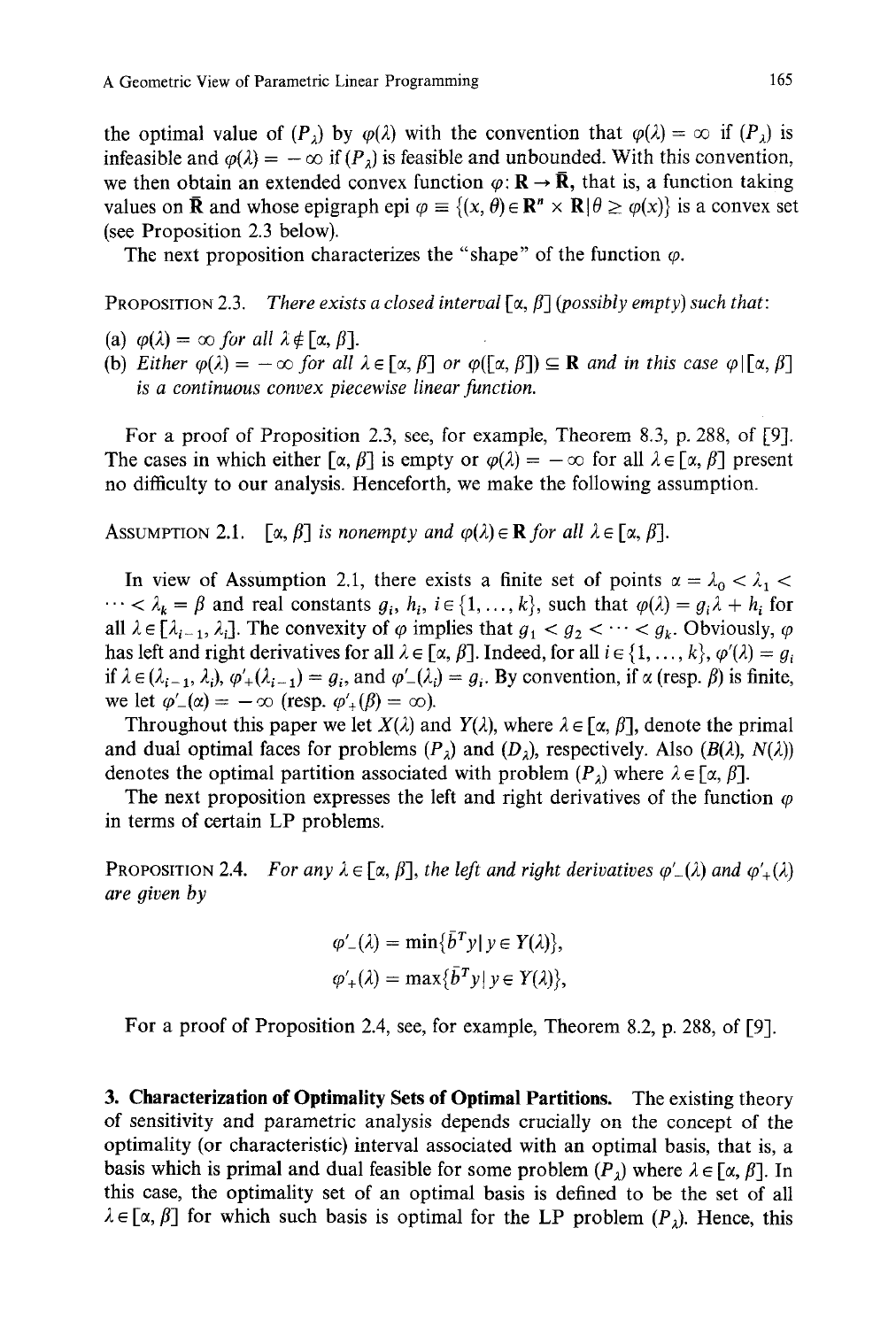the optimal value of $(P_\lambda)$ by $\varphi(\lambda)$ with the convention that $\varphi(\lambda) = \infty$ if $(P_\lambda)$ is infeasible and $\varphi(\lambda) = -\infty$ if $(P_\lambda)$ is feasible and unbounded. With this convention, we then obtain an extended convex function $\varphi\colon \mathbf{R} \to \bar{\mathbf{R}}$, that is, a function taking values on $\bar{\mathbf{R}}$ and whose epigraph epi $\varphi \equiv \{(x, \theta) \in \mathbf{R}^n \times \mathbf{R} \mid \theta \geq \varphi(x)\}$ is a convex set (see Proposition 2.3 below).

The next proposition characterizes the "shape" of the function $\varphi$.

PROPOSITION 2.3. *There exists a closed interval $[\alpha, \beta]$ (possibly empty) such that*:

(a) *$\varphi(\lambda) = \infty$ for all $\lambda \notin [\alpha, \beta]$.*
(b) *Either $\varphi(\lambda) = -\infty$ for all $\lambda \in [\alpha, \beta]$ or $\varphi([\alpha, \beta]) \subseteq \mathbf{R}$ and in this case $\varphi \mid [\alpha, \beta]$ is a continuous convex piecewise linear function.*

For a proof of Proposition 2.3, see, for example, Theorem 8.3, p. 288, of [9]. The cases in which either $[\alpha, \beta]$ is empty or $\varphi(\lambda) = -\infty$ for all $\lambda \in [\alpha, \beta]$ present no difficulty to our analysis. Henceforth, we make the following assumption.

ASSUMPTION 2.1. *$[\alpha, \beta]$ is nonempty and $\varphi(\lambda) \in \mathbf{R}$ for all $\lambda \in [\alpha, \beta]$.*

In view of Assumption 2.1, there exists a finite set of points $\alpha = \lambda_0 < \lambda_1 < \cdots < \lambda_k = \beta$ and real constants $g_i$, $h_i$, $i \in \{1, \ldots, k\}$, such that $\varphi(\lambda) = g_i \lambda + h_i$ for all $\lambda \in [\lambda_{i-1}, \lambda_i]$. The convexity of $\varphi$ implies that $g_1 < g_2 < \cdots < g_k$. Obviously, $\varphi$ has left and right derivatives for all $\lambda \in [\alpha, \beta]$. Indeed, for all $i \in \{1, \ldots, k\}$, $\varphi'(\lambda) = g_i$ if $\lambda \in (\lambda_{i-1}, \lambda_i)$, $\varphi'_+(\lambda_{i-1}) = g_i$, and $\varphi'_-(\lambda_i) = g_i$. By convention, if $\alpha$ (resp. $\beta$) is finite, we let $\varphi'_-(\alpha) = -\infty$ (resp. $\varphi'_+(\beta) = \infty$).

Throughout this paper we let $X(\lambda)$ and $Y(\lambda)$, where $\lambda \in [\alpha, \beta]$, denote the primal and dual optimal faces for problems $(P_\lambda)$ and $(D_\lambda)$, respectively. Also $(B(\lambda), N(\lambda))$ denotes the optimal partition associated with problem $(P_\lambda)$ where $\lambda \in [\alpha, \beta]$.

The next proposition expresses the left and right derivatives of the function $\varphi$ in terms of certain LP problems.

PROPOSITION 2.4. *For any $\lambda \in [\alpha, \beta]$, the left and right derivatives $\varphi'_-(\lambda)$ and $\varphi'_+(\lambda)$ are given by*

$$\varphi'_-(\lambda) = \min\{\bar{b}^T y \mid y \in Y(\lambda)\},$$

$$\varphi'_+(\lambda) = \max\{\bar{b}^T y \mid y \in Y(\lambda)\},$$

For a proof of Proposition 2.4, see, for example, Theorem 8.2, p. 288, of [9].

**3. Characterization of Optimality Sets of Optimal Partitions.** The existing theory of sensitivity and parametric analysis depends crucially on the concept of the optimality (or characteristic) interval associated with an optimal basis, that is, a basis which is primal and dual feasible for some problem $(P_\lambda)$ where $\lambda \in [\alpha, \beta]$. In this case, the optimality set of an optimal basis is defined to be the set of all $\lambda \in [\alpha, \beta]$ for which such basis is optimal for the LP problem $(P_\lambda)$. Hence, this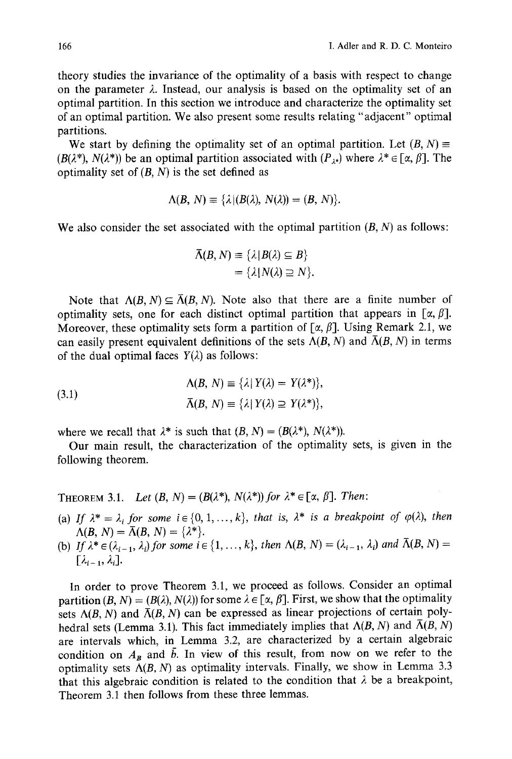theory studies the invariance of the optimality of a basis with respect to change on the parameter $\lambda$. Instead, our analysis is based on the optimality set of an optimal partition. In this section we introduce and characterize the optimality set of an optimal partition. We also present some results relating "adjacent" optimal partitions.

We start by defining the optimality set of an optimal partition. Let $(B, N) \equiv (B(\lambda^*), N(\lambda^*))$ be an optimal partition associated with $(P_{\lambda^*})$ where $\lambda^* \in [\alpha, \beta]$. The optimality set of $(B, N)$ is the set defined as

$$\Lambda(B, N) \equiv \{\lambda \mid (B(\lambda), N(\lambda)) = (B, N)\}.$$

We also consider the set associated with the optimal partition $(B, N)$ as follows:

$$\begin{aligned}\bar{\Lambda}(B, N) &\equiv \{\lambda \mid B(\lambda) \subseteq B\} \\ &= \{\lambda \mid N(\lambda) \supseteq N\}.\end{aligned}$$

Note that $\Lambda(B, N) \subseteq \bar{\Lambda}(B, N)$. Note also that there are a finite number of optimality sets, one for each distinct optimal partition that appears in $[\alpha, \beta]$. Moreover, these optimality sets form a partition of $[\alpha, \beta]$. Using Remark 2.1, we can easily present equivalent definitions of the sets $\Lambda(B, N)$ and $\bar{\Lambda}(B, N)$ in terms of the dual optimal faces $Y(\lambda)$ as follows:

$$\begin{aligned}\Lambda(B, N) &\equiv \{\lambda \mid Y(\lambda) = Y(\lambda^*)\}, \\ \bar{\Lambda}(B, N) &\equiv \{\lambda \mid Y(\lambda) \supseteq Y(\lambda^*)\},\end{aligned} \tag{3.1}$$

where we recall that $\lambda^*$ is such that $(B, N) = (B(\lambda^*), N(\lambda^*))$.

Our main result, the characterization of the optimality sets, is given in the following theorem.

THEOREM 3.1. *Let $(B, N) = (B(\lambda^*), N(\lambda^*))$ for $\lambda^* \in [\alpha, \beta]$. Then:*

(a) *If $\lambda^* = \lambda_i$ for some $i \in \{0, 1, \ldots, k\}$, that is, $\lambda^*$ is a breakpoint of $\varphi(\lambda)$, then $\Lambda(B, N) = \bar{\Lambda}(B, N) = \{\lambda^*\}$.*

(b) *If $\lambda^* \in (\lambda_{i-1}, \lambda_i)$ for some $i \in \{1, \ldots, k\}$, then $\Lambda(B, N) = (\lambda_{i-1}, \lambda_i)$ and $\bar{\Lambda}(B, N) = [\lambda_{i-1}, \lambda_i]$.*

In order to prove Theorem 3.1, we proceed as follows. Consider an optimal partition $(B, N) = (B(\lambda), N(\lambda))$ for some $\lambda \in [\alpha, \beta]$. First, we show that the optimality sets $\Lambda(B, N)$ and $\bar{\Lambda}(B, N)$ can be expressed as linear projections of certain polyhedral sets (Lemma 3.1). This fact immediately implies that $\Lambda(B, N)$ and $\bar{\Lambda}(B, N)$ are intervals which, in Lemma 3.2, are characterized by a certain algebraic condition on $A_B$ and $\bar{b}$. In view of this result, from now on we refer to the optimality sets $\Lambda(B, N)$ as optimality intervals. Finally, we show in Lemma 3.3 that this algebraic condition is related to the condition that $\lambda$ be a breakpoint, Theorem 3.1 then follows from these three lemmas.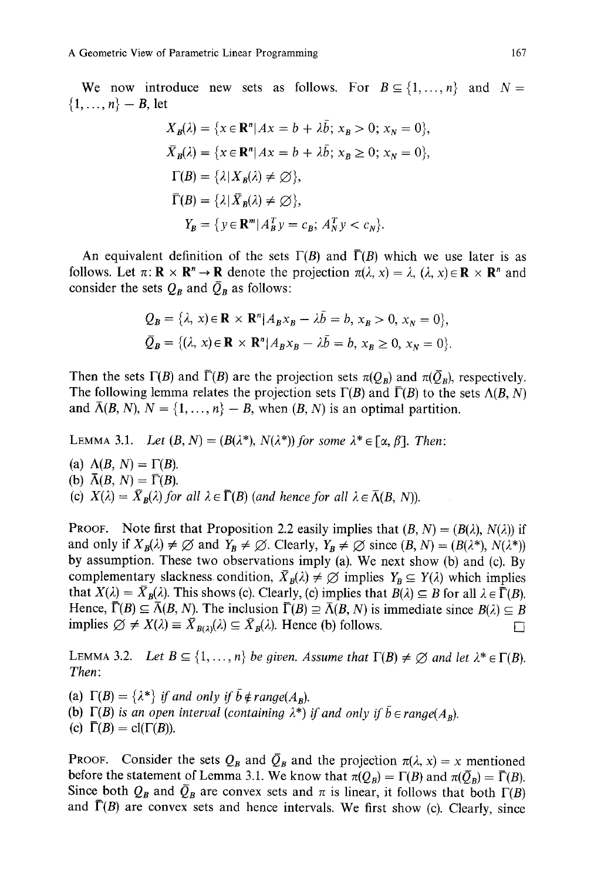We now introduce new sets as follows. For $B \subseteq \{1, \ldots, n\}$ and $N = \{1, \ldots, n\} - B$, let

$$X_B(\lambda) = \{x \in \mathbf{R}^n | Ax = b + \lambda \bar{b};\ x_B > 0;\ x_N = 0\},$$

$$\bar{X}_B(\lambda) = \{x \in \mathbf{R}^n | Ax = b + \lambda \bar{b};\ x_B \geq 0;\ x_N = 0\},$$

$$\Gamma(B) = \{\lambda | X_B(\lambda) \neq \varnothing\},$$

$$\bar{\Gamma}(B) = \{\lambda | \bar{X}_B(\lambda) \neq \varnothing\},$$

$$Y_B = \{y \in \mathbf{R}^m | A_B^T y = c_B;\ A_N^T y < c_N\}.$$

An equivalent definition of the sets $\Gamma(B)$ and $\bar{\Gamma}(B)$ which we use later is as follows. Let $\pi: \mathbf{R} \times \mathbf{R}^n \to \mathbf{R}$ denote the projection $\pi(\lambda, x) = \lambda$, $(\lambda, x) \in \mathbf{R} \times \mathbf{R}^n$ and consider the sets $Q_B$ and $\bar{Q}_B$ as follows:

$$Q_B = \{\lambda, x) \in \mathbf{R} \times \mathbf{R}^n | A_B x_B - \lambda \bar{b} = b,\ x_B > 0,\ x_N = 0\},$$

$$\bar{Q}_B = \{(\lambda, x) \in \mathbf{R} \times \mathbf{R}^n | A_B x_B - \lambda \bar{b} = b,\ x_B \geq 0,\ x_N = 0\}.$$

Then the sets $\Gamma(B)$ and $\bar{\Gamma}(B)$ are the projection sets $\pi(Q_B)$ and $\pi(\bar{Q}_B)$, respectively. The following lemma relates the projection sets $\Gamma(B)$ and $\bar{\Gamma}(B)$ to the sets $\Lambda(B, N)$ and $\bar{\Lambda}(B, N)$, $N = \{1, \ldots, n\} - B$, when $(B, N)$ is an optimal partition.

LEMMA 3.1. *Let $(B, N) = (B(\lambda^*), N(\lambda^*))$ for some $\lambda^* \in [\alpha, \beta]$. Then:*

(a) $\Lambda(B, N) = \Gamma(B)$.

(b) $\bar{\Lambda}(B, N) = \bar{\Gamma}(B)$.

(c) $X(\lambda) = \bar{X}_B(\lambda)$ *for all* $\lambda \in \bar{\Gamma}(B)$ *(and hence for all* $\lambda \in \bar{\Lambda}(B, N)$*).*

PROOF. Note first that Proposition 2.2 easily implies that $(B, N) = (B(\lambda), N(\lambda))$ if and only if $X_B(\lambda) \neq \varnothing$ and $Y_B \neq \varnothing$. Clearly, $Y_B \neq \varnothing$ since $(B, N) = (B(\lambda^*), N(\lambda^*))$ by assumption. These two observations imply (a). We next show (b) and (c). By complementary slackness condition, $\bar{X}_B(\lambda) \neq \varnothing$ implies $Y_B \subseteq Y(\lambda)$ which implies that $X(\lambda) = \bar{X}_B(\lambda)$. This shows (c). Clearly, (c) implies that $B(\lambda) \subseteq B$ for all $\lambda \in \bar{\Gamma}(B)$. Hence, $\bar{\Gamma}(B) \subseteq \bar{\Lambda}(B, N)$. The inclusion $\bar{\Gamma}(B) \supseteq \bar{\Lambda}(B, N)$ is immediate since $B(\lambda) \subseteq B$ implies $\varnothing \neq X(\lambda) \equiv \bar{X}_{B(\lambda)}(\lambda) \subseteq \bar{X}_B(\lambda)$. Hence (b) follows. $\square$

LEMMA 3.2. *Let $B \subseteq \{1, \ldots, n\}$ be given. Assume that $\Gamma(B) \neq \varnothing$ and let $\lambda^* \in \Gamma(B)$. Then:*

(a) $\Gamma(B) = \{\lambda^*\}$ *if and only if* $\bar{b} \notin \text{range}(A_B)$.

(b) $\Gamma(B)$ *is an open interval (containing* $\lambda^*$*) if and only if* $\bar{b} \in \text{range}(A_B)$.

(c) $\bar{\Gamma}(B) = \text{cl}(\Gamma(B))$.

PROOF. Consider the sets $Q_B$ and $\bar{Q}_B$ and the projection $\pi(\lambda, x) = x$ mentioned before the statement of Lemma 3.1. We know that $\pi(Q_B) = \Gamma(B)$ and $\pi(\bar{Q}_B) = \bar{\Gamma}(B)$. Since both $Q_B$ and $\bar{Q}_B$ are convex sets and $\pi$ is linear, it follows that both $\Gamma(B)$ and $\bar{\Gamma}(B)$ are convex sets and hence intervals. We first show (c). Clearly, since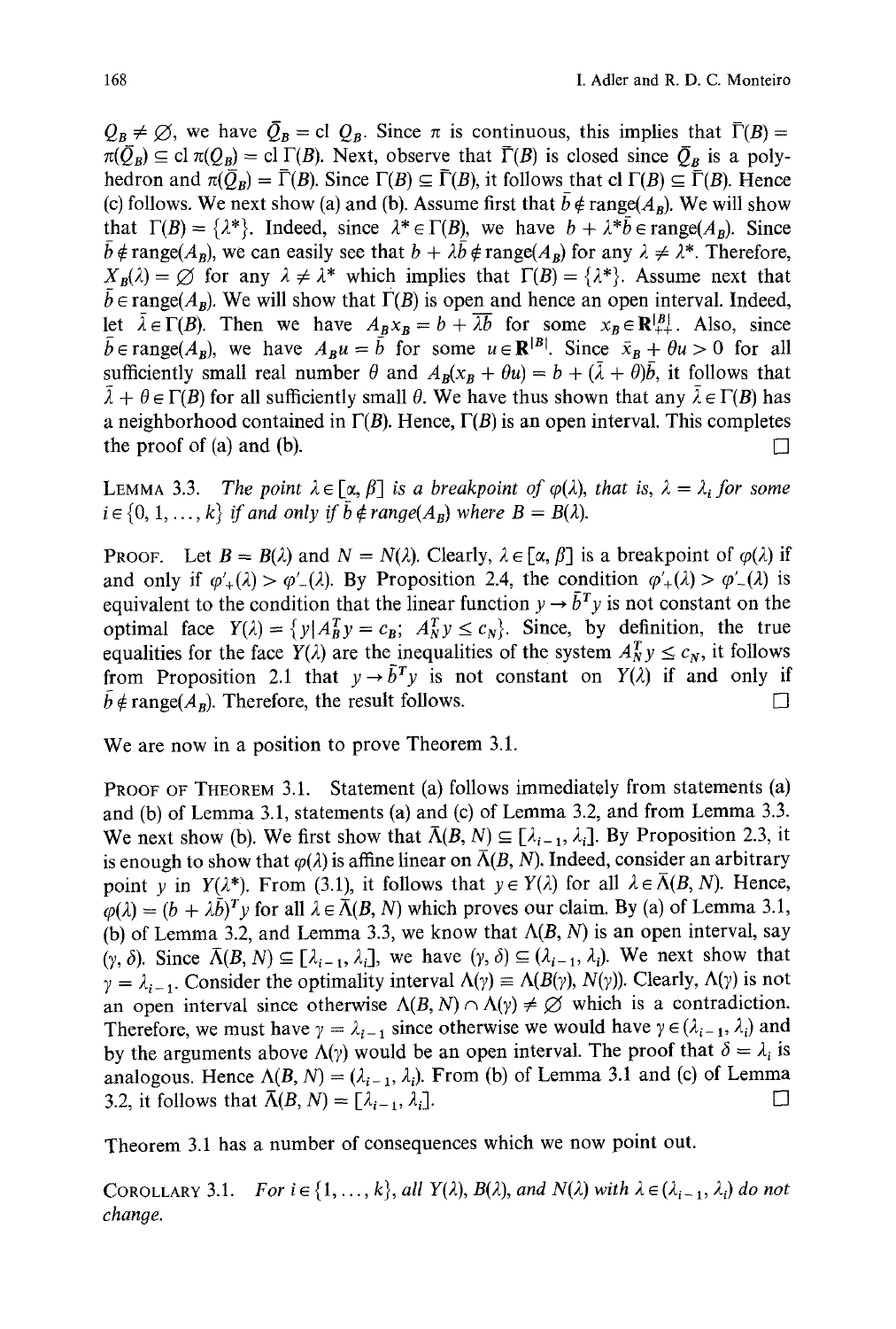$Q_B \neq \varnothing$, we have $\bar{Q}_B = \text{cl } Q_B$. Since $\pi$ is continuous, this implies that $\bar{\Gamma}(B) = \pi(\bar{Q}_B) \subseteq \text{cl } \pi(Q_B) = \text{cl } \Gamma(B)$. Next, observe that $\bar{\Gamma}(B)$ is closed since $\bar{Q}_B$ is a polyhedron and $\pi(\bar{Q}_B) = \bar{\Gamma}(B)$. Since $\Gamma(B) \subseteq \bar{\Gamma}(B)$, it follows that cl $\Gamma(B) \subseteq \bar{\Gamma}(B)$. Hence (c) follows. We next show (a) and (b). Assume first that $\bar{b} \notin \text{range}(A_B)$. We will show that $\Gamma(B) = \{\lambda^*\}$. Indeed, since $\lambda^* \in \Gamma(B)$, we have $b + \lambda^* \bar{b} \in \text{range}(A_B)$. Since $\bar{b} \notin \text{range}(A_B)$, we can easily see that $b + \lambda \bar{b} \notin \text{range}(A_B)$ for any $\lambda \neq \lambda^*$. Therefore, $X_B(\lambda) = \varnothing$ for any $\lambda \neq \lambda^*$ which implies that $\Gamma(B) = \{\lambda^*\}$. Assume next that $\bar{b} \in \text{range}(A_B)$. We will show that $\Gamma(B)$ is open and hence an open interval. Indeed, let $\bar{\lambda} \in \Gamma(B)$. Then we have $A_B x_B = b + \bar{\lambda}\bar{b}$ for some $x_B \in \mathbf{R}^{|B|}_{++}$. Also, since $\bar{b} \in \text{range}(A_B)$, we have $A_B u = \bar{b}$ for some $u \in \mathbf{R}^{|B|}$. Since $\bar{x}_B + \theta u > 0$ for all sufficiently small real number $\theta$ and $A_B(x_B + \theta u) = b + (\bar{\lambda} + \theta)\bar{b}$, it follows that $\bar{\lambda} + \theta \in \Gamma(B)$ for all sufficiently small $\theta$. We have thus shown that any $\bar{\lambda} \in \Gamma(B)$ has a neighborhood contained in $\Gamma(B)$. Hence, $\Gamma(B)$ is an open interval. This completes the proof of (a) and (b). $\square$

LEMMA 3.3. *The point $\lambda \in [\alpha, \beta]$ is a breakpoint of $\varphi(\lambda)$, that is, $\lambda = \lambda_i$ for some $i \in \{0, 1, \ldots, k\}$ if and only if $\bar{b} \notin \text{range}(A_B)$ where $B = B(\lambda)$.*

PROOF. Let $B = B(\lambda)$ and $N = N(\lambda)$. Clearly, $\lambda \in [\alpha, \beta]$ is a breakpoint of $\varphi(\lambda)$ if and only if $\varphi'_+(\lambda) > \varphi'_-(\lambda)$. By Proposition 2.4, the condition $\varphi'_+(\lambda) > \varphi'_-(\lambda)$ is equivalent to the condition that the linear function $y \to \bar{b}^T y$ is not constant on the optimal face $Y(\lambda) = \{y \mid A_B^T y = c_B;\ A_N^T y \leq c_N\}$. Since, by definition, the true equalities for the face $Y(\lambda)$ are the inequalities of the system $A_N^T y \leq c_N$, it follows from Proposition 2.1 that $y \to \bar{b}^T y$ is not constant on $Y(\lambda)$ if and only if $\bar{b} \notin \text{range}(A_B)$. Therefore, the result follows. $\square$

We are now in a position to prove Theorem 3.1.

PROOF OF THEOREM 3.1. Statement (a) follows immediately from statements (a) and (b) of Lemma 3.1, statements (a) and (c) of Lemma 3.2, and from Lemma 3.3. We next show (b). We first show that $\bar{\Lambda}(B, N) \subseteq [\lambda_{i-1}, \lambda_i]$. By Proposition 2.3, it is enough to show that $\varphi(\lambda)$ is affine linear on $\bar{\Lambda}(B, N)$. Indeed, consider an arbitrary point $y$ in $Y(\lambda^*)$. From (3.1), it follows that $y \in Y(\lambda)$ for all $\lambda \in \bar{\Lambda}(B, N)$. Hence, $\varphi(\lambda) = (b + \lambda\bar{b})^T y$ for all $\lambda \in \bar{\Lambda}(B, N)$ which proves our claim. By (a) of Lemma 3.1, (b) of Lemma 3.2, and Lemma 3.3, we know that $\Lambda(B, N)$ is an open interval, say $(\gamma, \delta)$. Since $\bar{\Lambda}(B, N) \subseteq [\lambda_{i-1}, \lambda_i]$, we have $(\gamma, \delta) \subseteq (\lambda_{i-1}, \lambda_i)$. We next show that $\gamma = \lambda_{i-1}$. Consider the optimality interval $\Lambda(\gamma) \equiv \Lambda(B(\gamma), N(\gamma))$. Clearly, $\Lambda(\gamma)$ is not an open interval since otherwise $\Lambda(B, N) \cap \Lambda(\gamma) \neq \varnothing$ which is a contradiction. Therefore, we must have $\gamma = \lambda_{i-1}$ since otherwise we would have $\gamma \in (\lambda_{i-1}, \lambda_i)$ and by the arguments above $\Lambda(\gamma)$ would be an open interval. The proof that $\delta = \lambda_i$ is analogous. Hence $\Lambda(B, N) = (\lambda_{i-1}, \lambda_i)$. From (b) of Lemma 3.1 and (c) of Lemma 3.2, it follows that $\bar{\Lambda}(B, N) = [\lambda_{i-1}, \lambda_i]$. $\square$

Theorem 3.1 has a number of consequences which we now point out.

COROLLARY 3.1. *For $i \in \{1, \ldots, k\}$, all $Y(\lambda)$, $B(\lambda)$, and $N(\lambda)$ with $\lambda \in (\lambda_{i-1}, \lambda_i)$ do not change.*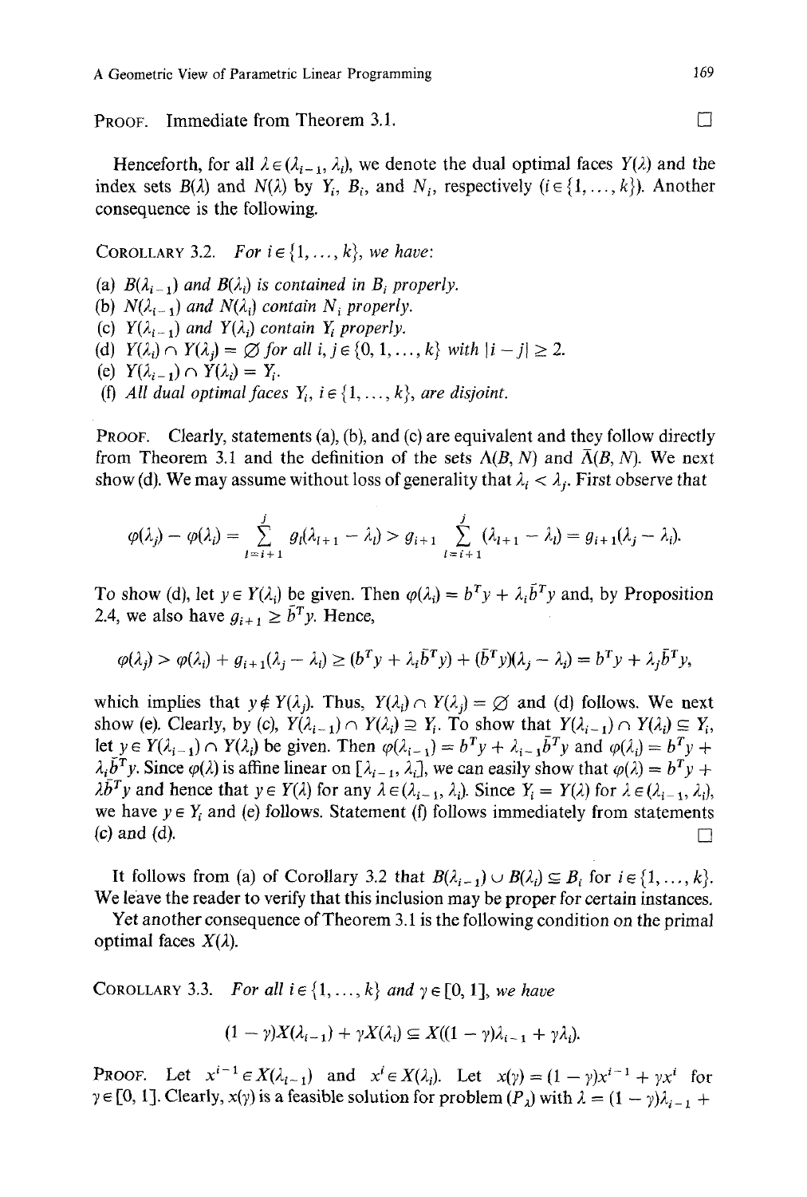PROOF. Immediate from Theorem 3.1. □

Henceforth, for all $\lambda \in (\lambda_{i-1}, \lambda_i)$, we denote the dual optimal faces $Y(\lambda)$ and the index sets $B(\lambda)$ and $N(\lambda)$ by $Y_i$, $B_i$, and $N_i$, respectively ($i \in \{1, \ldots, k\}$). Another consequence is the following.

COROLLARY 3.2. *For* $i \in \{1, \ldots, k\}$, *we have*:

(a) $B(\lambda_{i-1})$ *and* $B(\lambda_i)$ *is contained in* $B_i$ *properly.*
(b) $N(\lambda_{i-1})$ *and* $N(\lambda_i)$ *contain* $N_i$ *properly.*
(c) $Y(\lambda_{i-1})$ *and* $Y(\lambda_i)$ *contain* $Y_i$ *properly.*
(d) $Y(\lambda_i) \cap Y(\lambda_j) = \varnothing$ *for all* $i, j \in \{0, 1, \ldots, k\}$ *with* $|i - j| \geq 2$.
(e) $Y(\lambda_{i-1}) \cap Y(\lambda_i) = Y_i$.
(f) *All dual optimal faces* $Y_i$, $i \in \{1, \ldots, k\}$, *are disjoint.*

PROOF. Clearly, statements (a), (b), and (c) are equivalent and they follow directly from Theorem 3.1 and the definition of the sets $\Lambda(B, N)$ and $\bar{\Lambda}(B, N)$. We next show (d). We may assume without loss of generality that $\lambda_i < \lambda_j$. First observe that

$$\varphi(\lambda_j) - \varphi(\lambda_i) = \sum_{l=i+1}^{j} g_l(\lambda_{l+1} - \lambda_l) > g_{i+1} \sum_{l=i+1}^{j} (\lambda_{l+1} - \lambda_l) = g_{i+1}(\lambda_j - \lambda_i).$$

To show (d), let $y \in Y(\lambda_i)$ be given. Then $\varphi(\lambda_i) = b^T y + \lambda_i \bar{b}^T y$ and, by Proposition 2.4, we also have $g_{i+1} \geq \bar{b}^T y$. Hence,

$$\varphi(\lambda_j) > \varphi(\lambda_i) + g_{i+1}(\lambda_j - \lambda_i) \geq (b^T y + \lambda_i \bar{b}^T y) + (\bar{b}^T y)(\lambda_j - \lambda_i) = b^T y + \lambda_j \bar{b}^T y,$$

which implies that $y \notin Y(\lambda_j)$. Thus, $Y(\lambda_i) \cap Y(\lambda_j) = \varnothing$ and (d) follows. We next show (e). Clearly, by (c), $Y(\lambda_{i-1}) \cap Y(\lambda_i) \supseteq Y_i$. To show that $Y(\lambda_{i-1}) \cap Y(\lambda_i) \subseteq Y_i$, let $y \in Y(\lambda_{i-1}) \cap Y(\lambda_i)$ be given. Then $\varphi(\lambda_{i-1}) = b^T y + \lambda_{i-1} \bar{b}^T y$ and $\varphi(\lambda_i) = b^T y + \lambda_i \bar{b}^T y$. Since $\varphi(\lambda)$ is affine linear on $[\lambda_{i-1}, \lambda_i]$, we can easily show that $\varphi(\lambda) = b^T y + \lambda \bar{b}^T y$ and hence that $y \in Y(\lambda)$ for any $\lambda \in (\lambda_{i-1}, \lambda_i)$. Since $Y_i = Y(\lambda)$ for $\lambda \in (\lambda_{i-1}, \lambda_i)$, we have $y \in Y_i$ and (e) follows. Statement (f) follows immediately from statements (c) and (d). □

It follows from (a) of Corollary 3.2 that $B(\lambda_{i-1}) \cup B(\lambda_i) \subseteq B_i$ for $i \in \{1, \ldots, k\}$. We leave the reader to verify that this inclusion may be proper for certain instances.

Yet another consequence of Theorem 3.1 is the following condition on the primal optimal faces $X(\lambda)$.

COROLLARY 3.3. *For all* $i \in \{1, \ldots, k\}$ *and* $\gamma \in [0, 1]$, *we have*

$$(1 - \gamma)X(\lambda_{i-1}) + \gamma X(\lambda_i) \subseteq X((1 - \gamma)\lambda_{i-1} + \gamma\lambda_i).$$

PROOF. Let $x^{i-1} \in X(\lambda_{i-1})$ and $x^i \in X(\lambda_i)$. Let $x(\gamma) = (1 - \gamma)x^{i-1} + \gamma x^i$ for $\gamma \in [0, 1]$. Clearly, $x(\gamma)$ is a feasible solution for problem $(P_\lambda)$ with $\lambda = (1 - \gamma)\lambda_{i-1} +$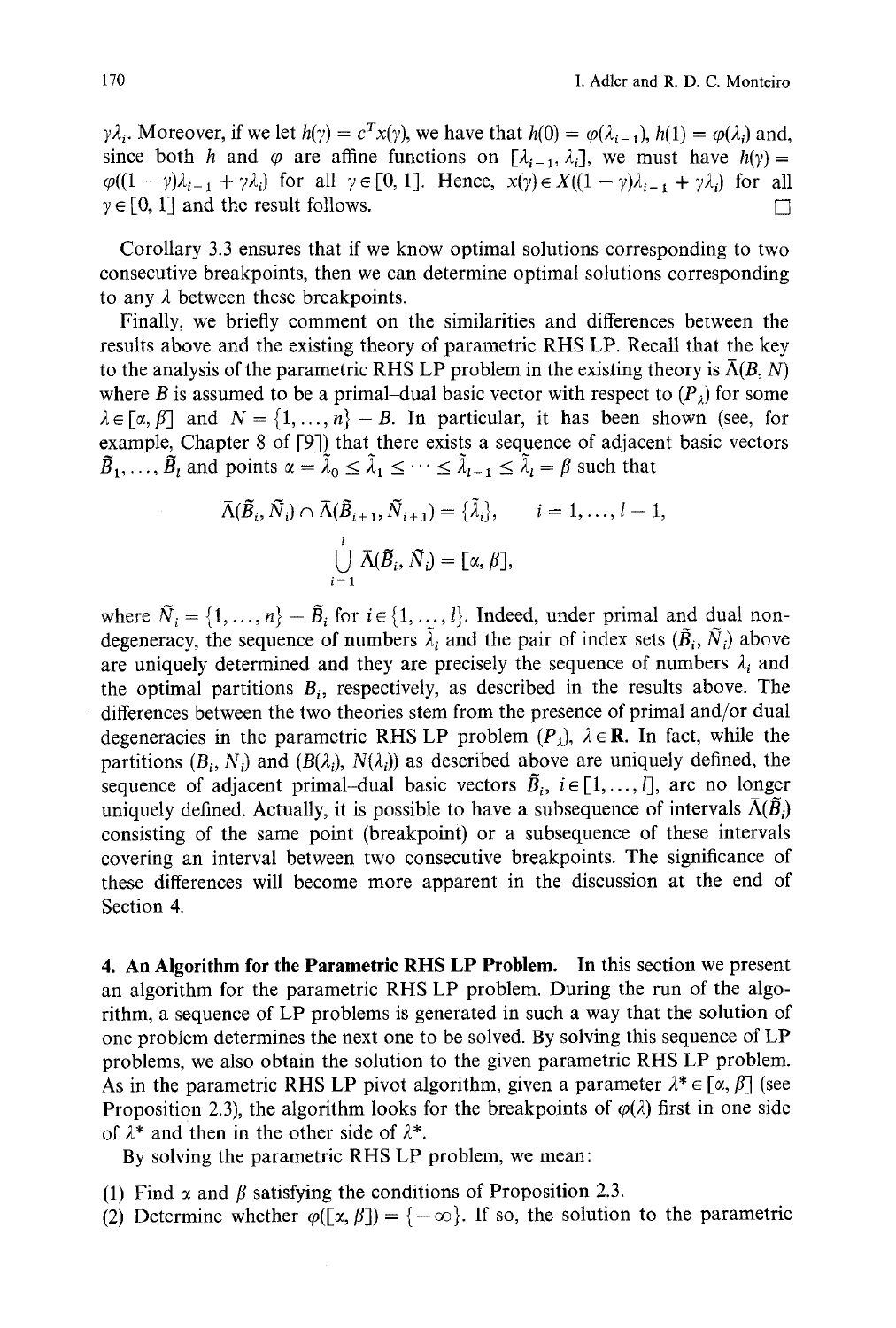$\gamma\lambda_i$. Moreover, if we let $h(\gamma) = c^T x(\gamma)$, we have that $h(0) = \varphi(\lambda_{i-1})$, $h(1) = \varphi(\lambda_i)$ and, since both $h$ and $\varphi$ are affine functions on $[\lambda_{i-1}, \lambda_i]$, we must have $h(\gamma) = \varphi((1-\gamma)\lambda_{i-1} + \gamma\lambda_i)$ for all $\gamma \in [0, 1]$. Hence, $x(\gamma) \in X((1-\gamma)\lambda_{i-1} + \gamma\lambda_i)$ for all $\gamma \in [0, 1]$ and the result follows. □

Corollary 3.3 ensures that if we know optimal solutions corresponding to two consecutive breakpoints, then we can determine optimal solutions corresponding to any $\lambda$ between these breakpoints.

Finally, we briefly comment on the similarities and differences between the results above and the existing theory of parametric RHS LP. Recall that the key to the analysis of the parametric RHS LP problem in the existing theory is $\bar{\Lambda}(B, N)$ where $B$ is assumed to be a primal–dual basic vector with respect to $(P_\lambda)$ for some $\lambda \in [\alpha, \beta]$ and $N = \{1, \ldots, n\} - B$. In particular, it has been shown (see, for example, Chapter 8 of [9]) that there exists a sequence of adjacent basic vectors $\tilde{B}_1, \ldots, \tilde{B}_l$ and points $\alpha = \tilde{\lambda}_0 \leq \tilde{\lambda}_1 \leq \cdots \leq \tilde{\lambda}_{l-1} \leq \tilde{\lambda}_l = \beta$ such that

$$\bar{\Lambda}(\tilde{B}_i, \tilde{N}_i) \cap \bar{\Lambda}(\tilde{B}_{i+1}, \tilde{N}_{i+1}) = \{\tilde{\lambda}_i\}, \qquad i = 1, \ldots, l-1,$$

$$\bigcup_{i=1}^{l} \bar{\Lambda}(\tilde{B}_i, \tilde{N}_i) = [\alpha, \beta],$$

where $\tilde{N}_i = \{1, \ldots, n\} - \tilde{B}_i$ for $i \in \{1, \ldots, l\}$. Indeed, under primal and dual nondegeneracy, the sequence of numbers $\tilde{\lambda}_i$ and the pair of index sets $(\tilde{B}_i, \tilde{N}_i)$ above are uniquely determined and they are precisely the sequence of numbers $\lambda_i$ and the optimal partitions $B_i$, respectively, as described in the results above. The differences between the two theories stem from the presence of primal and/or dual degeneracies in the parametric RHS LP problem $(P_\lambda)$, $\lambda \in \mathbf{R}$. In fact, while the partitions $(B_i, N_i)$ and $(B(\lambda_i), N(\lambda_i))$ as described above are uniquely defined, the sequence of adjacent primal–dual basic vectors $\tilde{B}_i$, $i \in [1, \ldots, l]$, are no longer uniquely defined. Actually, it is possible to have a subsequence of intervals $\bar{\Lambda}(\tilde{B}_i)$ consisting of the same point (breakpoint) or a subsequence of these intervals covering an interval between two consecutive breakpoints. The significance of these differences will become more apparent in the discussion at the end of Section 4.

## 4. An Algorithm for the Parametric RHS LP Problem.

In this section we present an algorithm for the parametric RHS LP problem. During the run of the algorithm, a sequence of LP problems is generated in such a way that the solution of one problem determines the next one to be solved. By solving this sequence of LP problems, we also obtain the solution to the given parametric RHS LP problem. As in the parametric RHS LP pivot algorithm, given a parameter $\lambda^* \in [\alpha, \beta]$ (see Proposition 2.3), the algorithm looks for the breakpoints of $\varphi(\lambda)$ first in one side of $\lambda^*$ and then in the other side of $\lambda^*$.

By solving the parametric RHS LP problem, we mean:

(1) Find $\alpha$ and $\beta$ satisfying the conditions of Proposition 2.3.
(2) Determine whether $\varphi([\alpha, \beta]) = \{-\infty\}$. If so, the solution to the parametric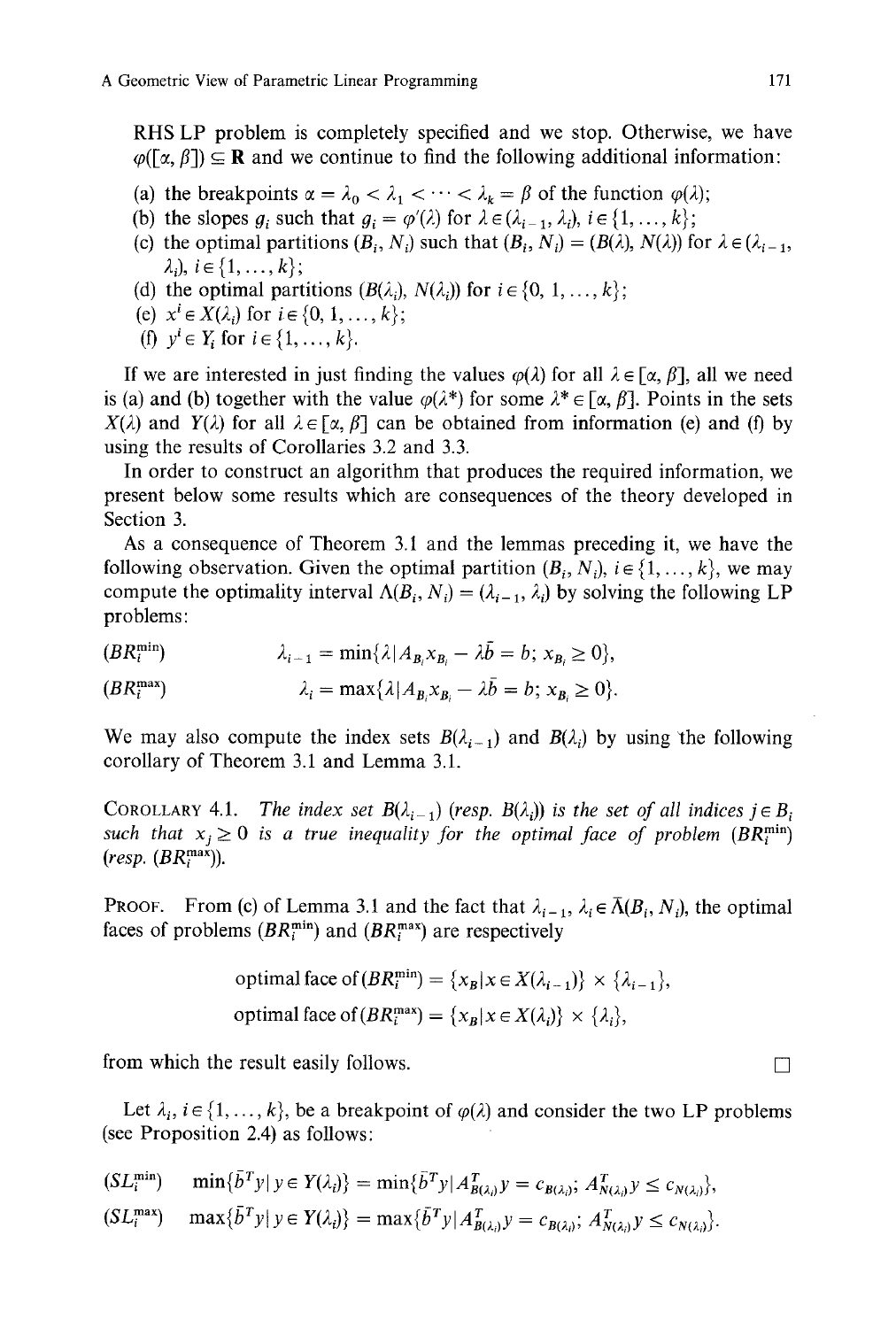RHS LP problem is completely specified and we stop. Otherwise, we have $\varphi([\alpha, \beta]) \subseteq \mathbf{R}$ and we continue to find the following additional information:

(a) the breakpoints $\alpha = \lambda_0 < \lambda_1 < \cdots < \lambda_k = \beta$ of the function $\varphi(\lambda)$;
(b) the slopes $g_i$ such that $g_i = \varphi'(\lambda)$ for $\lambda \in (\lambda_{i-1}, \lambda_i)$, $i \in \{1, \ldots, k\}$;
(c) the optimal partitions $(B_i, N_i)$ such that $(B_i, N_i) = (B(\lambda), N(\lambda))$ for $\lambda \in (\lambda_{i-1}, \lambda_i)$, $i \in \{1, \ldots, k\}$;
(d) the optimal partitions $(B(\lambda_i), N(\lambda_i))$ for $i \in \{0, 1, \ldots, k\}$;
(e) $x^i \in X(\lambda_i)$ for $i \in \{0, 1, \ldots, k\}$;
(f) $y^i \in Y_i$ for $i \in \{1, \ldots, k\}$.

If we are interested in just finding the values $\varphi(\lambda)$ for all $\lambda \in [\alpha, \beta]$, all we need is (a) and (b) together with the value $\varphi(\lambda^*)$ for some $\lambda^* \in [\alpha, \beta]$. Points in the sets $X(\lambda)$ and $Y(\lambda)$ for all $\lambda \in [\alpha, \beta]$ can be obtained from information (e) and (f) by using the results of Corollaries 3.2 and 3.3.

In order to construct an algorithm that produces the required information, we present below some results which are consequences of the theory developed in Section 3.

As a consequence of Theorem 3.1 and the lemmas preceding it, we have the following observation. Given the optimal partition $(B_i, N_i)$, $i \in \{1, \ldots, k\}$, we may compute the optimality interval $\Lambda(B_i, N_i) = (\lambda_{i-1}, \lambda_i)$ by solving the following LP problems:

$$(BR_i^{\min}) \qquad \lambda_{i-1} = \min\{\lambda \,|\, A_{B_i} x_{B_i} - \lambda \bar{b} = b;\ x_{B_i} \geq 0\},$$

$$(BR_i^{\max}) \qquad \lambda_i = \max\{\lambda \,|\, A_{B_i} x_{B_i} - \lambda \bar{b} = b;\ x_{B_i} \geq 0\}.$$

We may also compute the index sets $B(\lambda_{i-1})$ and $B(\lambda_i)$ by using the following corollary of Theorem 3.1 and Lemma 3.1.

COROLLARY 4.1. *The index set $B(\lambda_{i-1})$ (resp. $B(\lambda_i)$) is the set of all indices $j \in B_i$ such that $x_j \geq 0$ is a true inequality for the optimal face of problem $(BR_i^{\min})$ (resp. $(BR_i^{\max})$).*

PROOF. From (c) of Lemma 3.1 and the fact that $\lambda_{i-1}, \lambda_i \in \bar{\Lambda}(B_i, N_i)$, the optimal faces of problems $(BR_i^{\min})$ and $(BR_i^{\max})$ are respectively

$$\text{optimal face of}\,(BR_i^{\min}) = \{x_B \,|\, x \in X(\lambda_{i-1})\} \times \{\lambda_{i-1}\},$$

$$\text{optimal face of}\,(BR_i^{\max}) = \{x_B \,|\, x \in X(\lambda_i)\} \times \{\lambda_i\},$$

from which the result easily follows. $\square$

Let $\lambda_i$, $i \in \{1, \ldots, k\}$, be a breakpoint of $\varphi(\lambda)$ and consider the two LP problems (see Proposition 2.4) as follows:

$$(SL_i^{\min}) \quad \min\{\bar{b}^T y \,|\, y \in Y(\lambda_i)\} = \min\{\bar{b}^T y \,|\, A_{B(\lambda_i)}^T y = c_{B(\lambda_i)};\ A_{N(\lambda_i)}^T y \leq c_{N(\lambda_i)}\},$$

$$(SL_i^{\max}) \quad \max\{\bar{b}^T y \,|\, y \in Y(\lambda_i)\} = \max\{\bar{b}^T y \,|\, A_{B(\lambda_i)}^T y = c_{B(\lambda_i)};\ A_{N(\lambda_i)}^T y \leq c_{N(\lambda_i)}\}.$$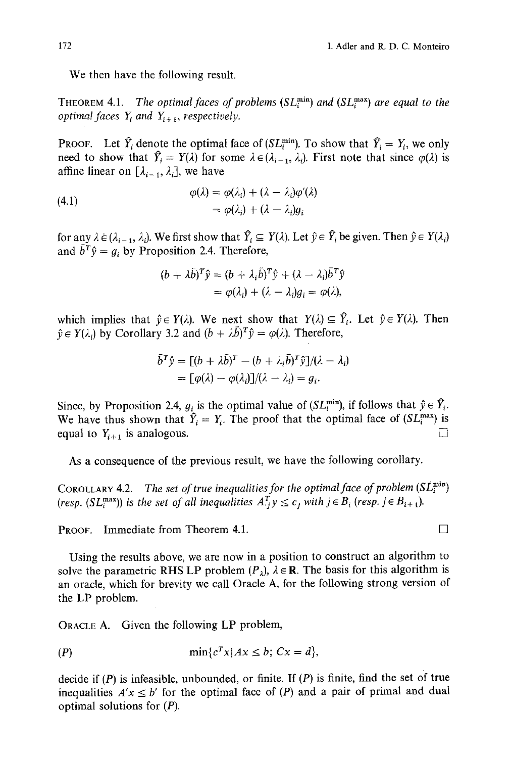We then have the following result.

**THEOREM 4.1.** *The optimal faces of problems* $(SL_i^{\min})$ *and* $(SL_i^{\max})$ *are equal to the optimal faces* $Y_i$ *and* $Y_{i+1}$, *respectively.*

**PROOF.** Let $\hat{Y}_i$ denote the optimal face of $(SL_i^{\min})$. To show that $\hat{Y}_i = Y_i$, we only need to show that $\hat{Y}_i = Y(\lambda)$ for some $\lambda \in (\lambda_{i-1}, \lambda_i)$. First note that since $\varphi(\lambda)$ is affine linear on $[\lambda_{i-1}, \lambda_i]$, we have

$$
\begin{aligned}
\varphi(\lambda) &= \varphi(\lambda_i) + (\lambda - \lambda_i)\varphi'(\lambda) \\
&= \varphi(\lambda_i) + (\lambda - \lambda_i)g_i
\end{aligned}
\tag{4.1}
$$

for any $\lambda \in (\lambda_{i-1}, \lambda_i)$. We first show that $\hat{Y}_i \subseteq Y(\lambda)$. Let $\hat{y} \in \hat{Y}_i$ be given. Then $\hat{y} \in Y(\lambda_i)$ and $\bar{b}^T\hat{y} = g_i$ by Proposition 2.4. Therefore,

$$
\begin{aligned}
(b + \lambda\bar{b})^T\hat{y} &= (b + \lambda_i\bar{b})^T\hat{y} + (\lambda - \lambda_i)\bar{b}^T\hat{y} \\
&= \varphi(\lambda_i) + (\lambda - \lambda_i)g_i = \varphi(\lambda),
\end{aligned}
$$

which implies that $\hat{y} \in Y(\lambda)$. We next show that $Y(\lambda) \subseteq \hat{Y}_i$. Let $\hat{y} \in Y(\lambda)$. Then $\hat{y} \in Y(\lambda_i)$ by Corollary 3.2 and $(b + \lambda\bar{b})^T\hat{y} = \varphi(\lambda)$. Therefore,

$$
\begin{aligned}
\bar{b}^T\hat{y} &= [(b + \lambda\bar{b})^T - (b + \lambda_i\bar{b})^T\hat{y}]/(\lambda - \lambda_i) \\
&= [\varphi(\lambda) - \varphi(\lambda_i)]/(\lambda - \lambda_i) = g_i.
\end{aligned}
$$

Since, by Proposition 2.4, $g_i$ is the optimal value of $(SL_i^{\min})$, if follows that $\hat{y} \in \hat{Y}_i$. We have thus shown that $\hat{Y}_i = Y_i$. The proof that the optimal face of $(SL_i^{\max})$ is equal to $Y_{i+1}$ is analogous. □

As a consequence of the previous result, we have the following corollary.

**COROLLARY 4.2.** *The set of true inequalities for the optimal face of problem* $(SL_i^{\min})$ *(resp.* $(SL_i^{\max})$*) is the set of all inequalities* $A_{\cdot j}^T y \leq c_j$ *with* $j \in B_i$ *(resp.* $j \in B_{i+1}$*).*

**PROOF.** Immediate from Theorem 4.1. □

Using the results above, we are now in a position to construct an algorithm to solve the parametric RHS LP problem $(P_\lambda)$, $\lambda \in \mathbf{R}$. The basis for this algorithm is an oracle, which for brevity we call Oracle A, for the following strong version of the LP problem.

**ORACLE A.** Given the following LP problem,

$$
\min\{c^Tx \mid Ax \leq b;\ Cx = d\}, \tag{P}
$$

decide if $(P)$ is infeasible, unbounded, or finite. If $(P)$ is finite, find the set of true inequalities $A'x \leq b'$ for the optimal face of $(P)$ and a pair of primal and dual optimal solutions for $(P)$.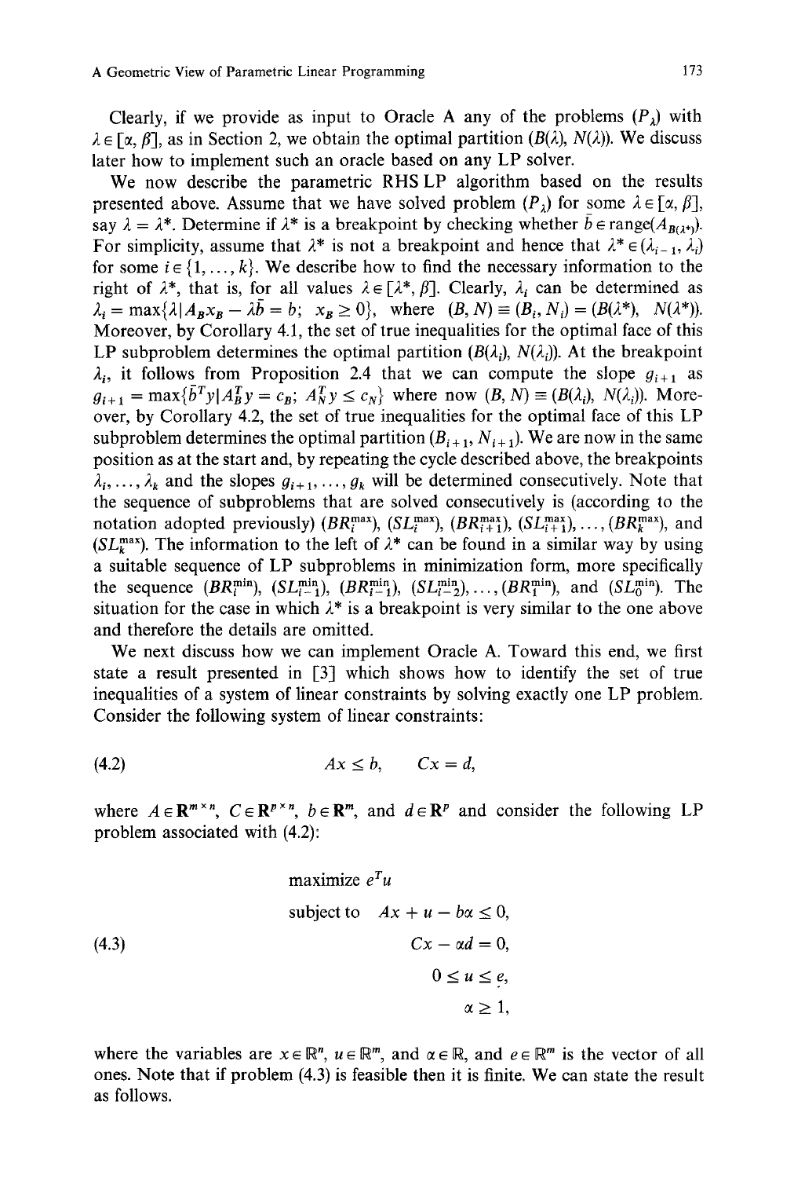Clearly, if we provide as input to Oracle A any of the problems $(P_\lambda)$ with $\lambda \in [\alpha, \beta]$, as in Section 2, we obtain the optimal partition $(B(\lambda), N(\lambda))$. We discuss later how to implement such an oracle based on any LP solver.

We now describe the parametric RHS LP algorithm based on the results presented above. Assume that we have solved problem $(P_\lambda)$ for some $\lambda \in [\alpha, \beta]$, say $\lambda = \lambda^*$. Determine if $\lambda^*$ is a breakpoint by checking whether $\bar{b} \in \text{range}(A_{B(\lambda^*)})$. For simplicity, assume that $\lambda^*$ is not a breakpoint and hence that $\lambda^* \in (\lambda_{i-1}, \lambda_i)$ for some $i \in \{1, \ldots, k\}$. We describe how to find the necessary information to the right of $\lambda^*$, that is, for all values $\lambda \in [\lambda^*, \beta]$. Clearly, $\lambda_i$ can be determined as $\lambda_i = \max\{\lambda \mid A_B x_B - \lambda \bar{b} = b;\ x_B \geq 0\}$, where $(B, N) \equiv (B_i, N_i) = (B(\lambda^*), N(\lambda^*))$. Moreover, by Corollary 4.1, the set of true inequalities for the optimal face of this LP subproblem determines the optimal partition $(B(\lambda_i), N(\lambda_i))$. At the breakpoint $\lambda_i$, it follows from Proposition 2.4 that we can compute the slope $g_{i+1}$ as $g_{i+1} = \max\{\bar{b}^T y \mid A_B^T y = c_B;\ A_N^T y \leq c_N\}$ where now $(B, N) \equiv (B(\lambda_i), N(\lambda_i))$. Moreover, by Corollary 4.2, the set of true inequalities for the optimal face of this LP subproblem determines the optimal partition $(B_{i+1}, N_{i+1})$. We are now in the same position as at the start and, by repeating the cycle described above, the breakpoints $\lambda_i, \ldots, \lambda_k$ and the slopes $g_{i+1}, \ldots, g_k$ will be determined consecutively. Note that the sequence of subproblems that are solved consecutively is (according to the notation adopted previously) $(BR_i^{\max})$, $(SL_i^{\max})$, $(BR_{i+1}^{\max})$, $(SL_{i+1}^{\max}), \ldots, (BR_k^{\max})$, and $(SL_k^{\max})$. The information to the left of $\lambda^*$ can be found in a similar way by using a suitable sequence of LP subproblems in minimization form, more specifically the sequence $(BR_i^{\min})$, $(SL_{i-1}^{\min})$, $(BR_{i-1}^{\min})$, $(SL_{i-2}^{\min}), \ldots, (BR_1^{\min})$, and $(SL_0^{\min})$. The situation for the case in which $\lambda^*$ is a breakpoint is very similar to the one above and therefore the details are omitted.

We next discuss how we can implement Oracle A. Toward this end, we first state a result presented in [3] which shows how to identify the set of true inequalities of a system of linear constraints by solving exactly one LP problem. Consider the following system of linear constraints:

$$Ax \leq b, \qquad Cx = d, \tag{4.2}$$

where $A \in \mathbf{R}^{m \times n}$, $C \in \mathbf{R}^{p \times n}$, $b \in \mathbf{R}^m$, and $d \in \mathbf{R}^p$ and consider the following LP problem associated with (4.2):

$$\begin{aligned} &\text{maximize } e^T u \\ &\text{subject to} \quad Ax + u - b\alpha \leq 0, \\ &\qquad\qquad\quad Cx - \alpha d = 0, \\ &\qquad\qquad\quad 0 \leq u \leq e, \\ &\qquad\qquad\quad \alpha \geq 1, \end{aligned} \tag{4.3}$$

where the variables are $x \in \mathbb{R}^n$, $u \in \mathbb{R}^m$, and $\alpha \in \mathbb{R}$, and $e \in \mathbb{R}^m$ is the vector of all ones. Note that if problem (4.3) is feasible then it is finite. We can state the result as follows.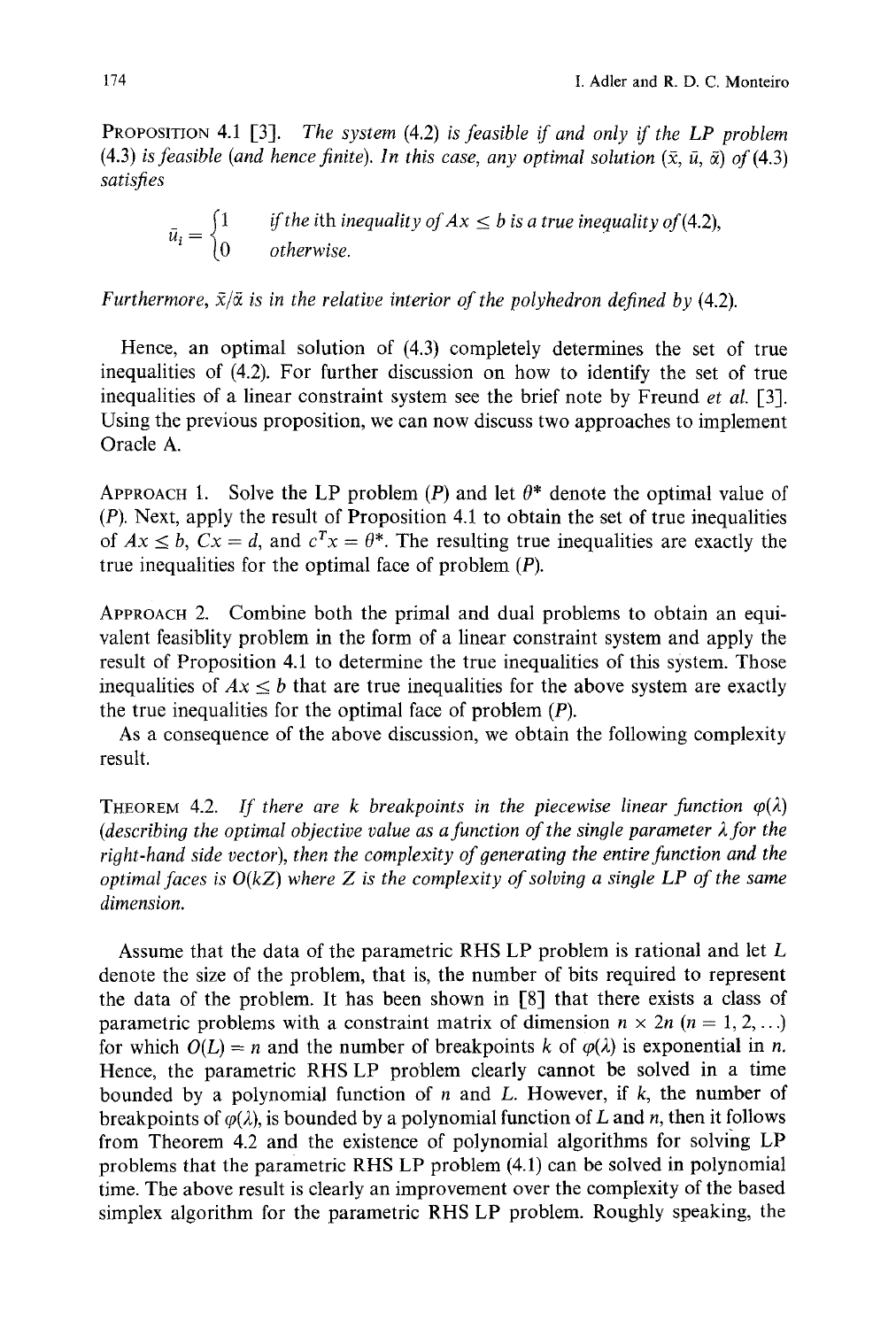**Proposition 4.1** [3]. *The system* (4.2) *is feasible if and only if the LP problem* (4.3) *is feasible (and hence finite). In this case, any optimal solution* $(\bar{x}, \bar{u}, \bar{\alpha})$ *of* (4.3) *satisfies*

$$\bar{u}_i = \begin{cases} 1 & \text{if the } i\text{th inequality of } Ax \leq b \text{ is a true inequality of (4.2)}, \\ 0 & \text{otherwise.} \end{cases}$$

*Furthermore,* $\bar{x}/\bar{\alpha}$ *is in the relative interior of the polyhedron defined by* (4.2).

Hence, an optimal solution of (4.3) completely determines the set of true inequalities of (4.2). For further discussion on how to identify the set of true inequalities of a linear constraint system see the brief note by Freund *et al.* [3]. Using the previous proposition, we can now discuss two approaches to implement Oracle A.

**Approach 1.** Solve the LP problem (*P*) and let $\theta^*$ denote the optimal value of (*P*). Next, apply the result of Proposition 4.1 to obtain the set of true inequalities of $Ax \leq b$, $Cx = d$, and $c^T x = \theta^*$. The resulting true inequalities are exactly the true inequalities for the optimal face of problem (*P*).

**Approach 2.** Combine both the primal and dual problems to obtain an equivalent feasiblity problem in the form of a linear constraint system and apply the result of Proposition 4.1 to determine the true inequalities of this system. Those inequalities of $Ax \leq b$ that are true inequalities for the above system are exactly the true inequalities for the optimal face of problem (*P*).

As a consequence of the above discussion, we obtain the following complexity result.

**Theorem 4.2.** *If there are k breakpoints in the piecewise linear function* $\varphi(\lambda)$ *(describing the optimal objective value as a function of the single parameter* $\lambda$ *for the right-hand side vector), then the complexity of generating the entire function and the optimal faces is* $O(kZ)$ *where Z is the complexity of solving a single LP of the same dimension.*

Assume that the data of the parametric RHS LP problem is rational and let $L$ denote the size of the problem, that is, the number of bits required to represent the data of the problem. It has been shown in [8] that there exists a class of parametric problems with a constraint matrix of dimension $n \times 2n$ $(n = 1, 2, \ldots)$ for which $O(L) = n$ and the number of breakpoints $k$ of $\varphi(\lambda)$ is exponential in $n$. Hence, the parametric RHS LP problem clearly cannot be solved in a time bounded by a polynomial function of $n$ and $L$. However, if $k$, the number of breakpoints of $\varphi(\lambda)$, is bounded by a polynomial function of $L$ and $n$, then it follows from Theorem 4.2 and the existence of polynomial algorithms for solving LP problems that the parametric RHS LP problem (4.1) can be solved in polynomial time. The above result is clearly an improvement over the complexity of the based simplex algorithm for the parametric RHS LP problem. Roughly speaking, the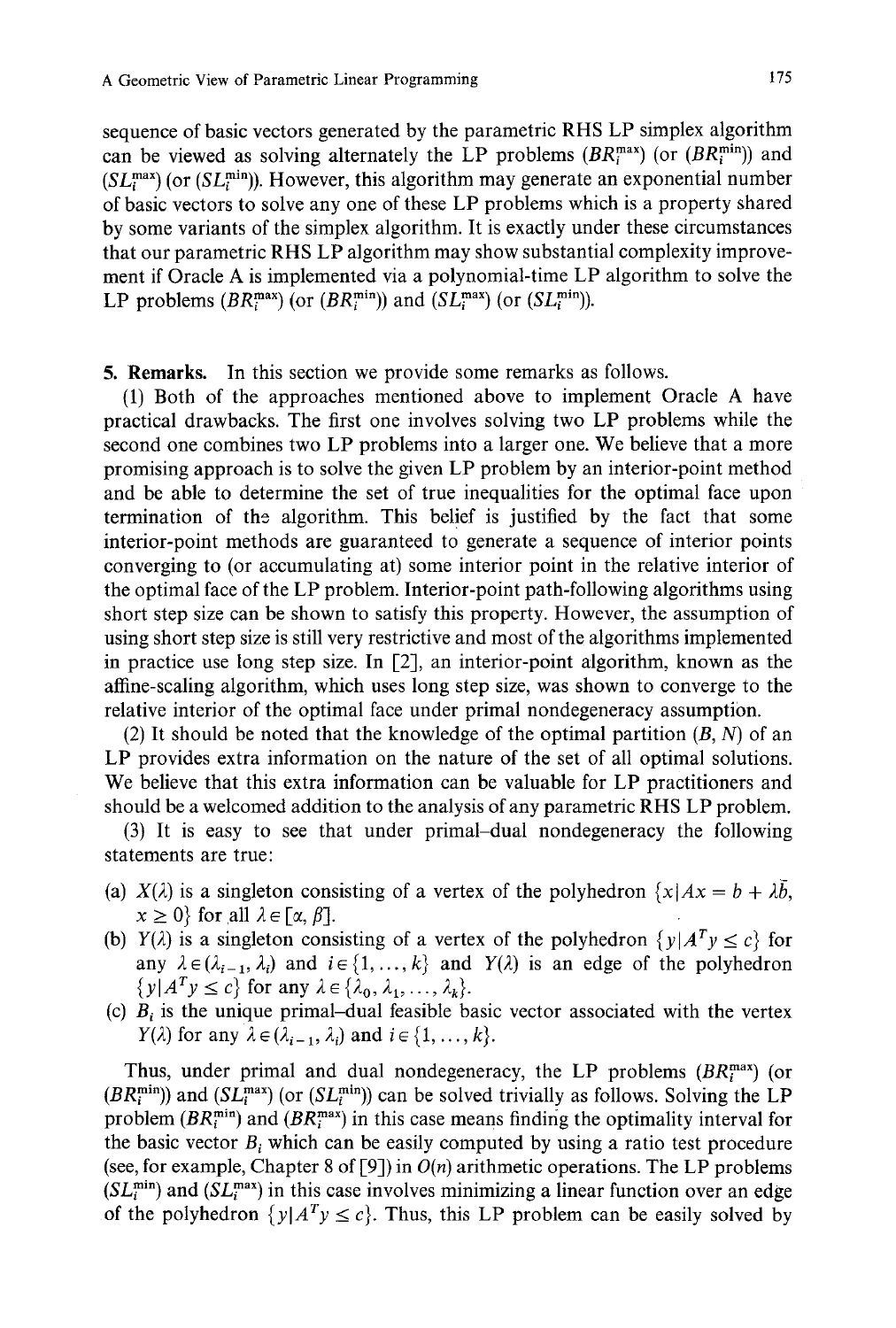sequence of basic vectors generated by the parametric RHS LP simplex algorithm can be viewed as solving alternately the LP problems ($BR_i^{max}$) (or ($BR_i^{min}$)) and ($SL_i^{max}$) (or ($SL_i^{min}$)). However, this algorithm may generate an exponential number of basic vectors to solve any one of these LP problems which is a property shared by some variants of the simplex algorithm. It is exactly under these circumstances that our parametric RHS LP algorithm may show substantial complexity improvement if Oracle A is implemented via a polynomial-time LP algorithm to solve the LP problems ($BR_i^{max}$) (or ($BR_i^{min}$)) and ($SL_i^{max}$) (or ($SL_i^{min}$)).

**5. Remarks.** In this section we provide some remarks as follows.

(1) Both of the approaches mentioned above to implement Oracle A have practical drawbacks. The first one involves solving two LP problems while the second one combines two LP problems into a larger one. We believe that a more promising approach is to solve the given LP problem by an interior-point method and be able to determine the set of true inequalities for the optimal face upon termination of the algorithm. This belief is justified by the fact that some interior-point methods are guaranteed to generate a sequence of interior points converging to (or accumulating at) some interior point in the relative interior of the optimal face of the LP problem. Interior-point path-following algorithms using short step size can be shown to satisfy this property. However, the assumption of using short step size is still very restrictive and most of the algorithms implemented in practice use long step size. In [2], an interior-point algorithm, known as the affine-scaling algorithm, which uses long step size, was shown to converge to the relative interior of the optimal face under primal nondegeneracy assumption.

(2) It should be noted that the knowledge of the optimal partition $(B, N)$ of an LP provides extra information on the nature of the set of all optimal solutions. We believe that this extra information can be valuable for LP practitioners and should be a welcomed addition to the analysis of any parametric RHS LP problem.

(3) It is easy to see that under primal–dual nondegeneracy the following statements are true:

(a) $X(\lambda)$ is a singleton consisting of a vertex of the polyhedron $\{x \mid Ax = b + \lambda \bar{b}, x \geq 0\}$ for all $\lambda \in [\alpha, \beta]$.

(b) $Y(\lambda)$ is a singleton consisting of a vertex of the polyhedron $\{y \mid A^T y \leq c\}$ for any $\lambda \in (\lambda_{i-1}, \lambda_i)$ and $i \in \{1, \ldots, k\}$ and $Y(\lambda)$ is an edge of the polyhedron $\{y \mid A^T y \leq c\}$ for any $\lambda \in \{\lambda_0, \lambda_1, \ldots, \lambda_k\}$.

(c) $B_i$ is the unique primal–dual feasible basic vector associated with the vertex $Y(\lambda)$ for any $\lambda \in (\lambda_{i-1}, \lambda_i)$ and $i \in \{1, \ldots, k\}$.

Thus, under primal and dual nondegeneracy, the LP problems ($BR_i^{max}$) (or ($BR_i^{min}$)) and ($SL_i^{max}$) (or ($SL_i^{min}$)) can be solved trivially as follows. Solving the LP problem ($BR_i^{min}$) and ($BR_i^{max}$) in this case means finding the optimality interval for the basic vector $B_i$ which can be easily computed by using a ratio test procedure (see, for example, Chapter 8 of [9]) in $O(n)$ arithmetic operations. The LP problems ($SL_i^{min}$) and ($SL_i^{max}$) in this case involves minimizing a linear function over an edge of the polyhedron $\{y \mid A^T y \leq c\}$. Thus, this LP problem can be easily solved by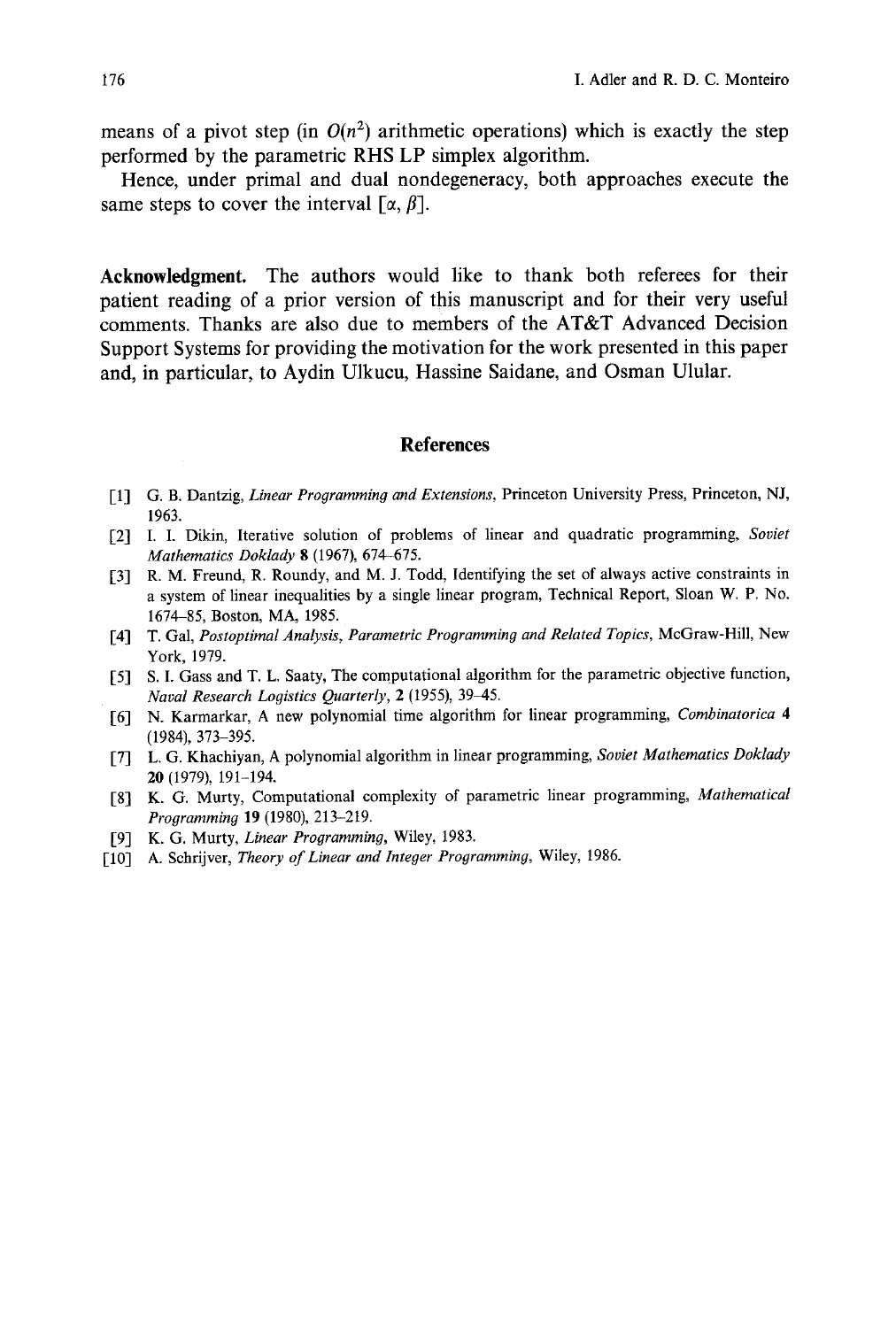means of a pivot step (in $O(n^2)$ arithmetic operations) which is exactly the step performed by the parametric RHS LP simplex algorithm.

Hence, under primal and dual nondegeneracy, both approaches execute the same steps to cover the interval $[\alpha, \beta]$.

**Acknowledgment.** The authors would like to thank both referees for their patient reading of a prior version of this manuscript and for their very useful comments. Thanks are also due to members of the AT&T Advanced Decision Support Systems for providing the motivation for the work presented in this paper and, in particular, to Aydin Ulkucu, Hassine Saidane, and Osman Ulular.

## References

[1] G. B. Dantzig, *Linear Programming and Extensions*, Princeton University Press, Princeton, NJ, 1963.

[2] I. I. Dikin, Iterative solution of problems of linear and quadratic programming, *Soviet Mathematics Doklady* **8** (1967), 674–675.

[3] R. M. Freund, R. Roundy, and M. J. Todd, Identifying the set of always active constraints in a system of linear inequalities by a single linear program, Technical Report, Sloan W. P. No. 1674–85, Boston, MA, 1985.

[4] T. Gal, *Postoptimal Analysis, Parametric Programming and Related Topics*, McGraw-Hill, New York, 1979.

[5] S. I. Gass and T. L. Saaty, The computational algorithm for the parametric objective function, *Naval Research Logistics Quarterly*, **2** (1955), 39–45.

[6] N. Karmarkar, A new polynomial time algorithm for linear programming, *Combinatorica* **4** (1984), 373–395.

[7] L. G. Khachiyan, A polynomial algorithm in linear programming, *Soviet Mathematics Doklady* **20** (1979), 191–194.

[8] K. G. Murty, Computational complexity of parametric linear programming, *Mathematical Programming* **19** (1980), 213–219.

[9] K. G. Murty, *Linear Programming*, Wiley, 1983.

[10] A. Schrijver, *Theory of Linear and Integer Programming*, Wiley, 1986.